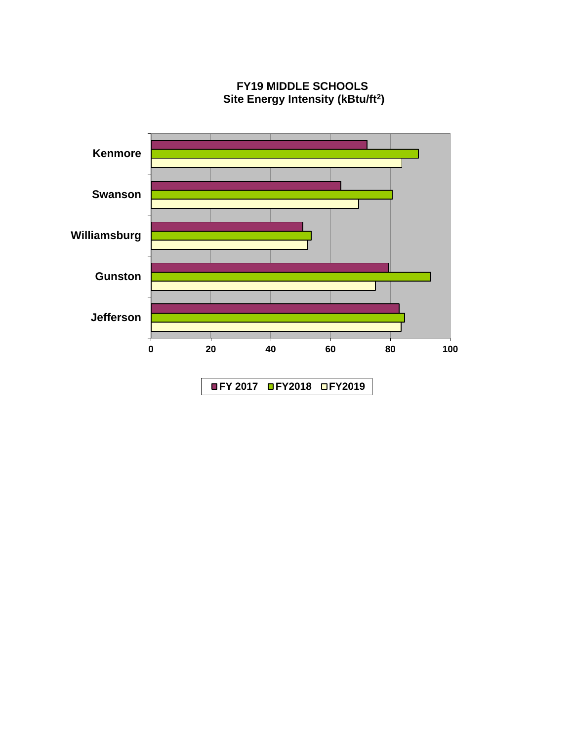**FY19 MIDDLE SCHOOLS**
**Site Energy Intensity (kBtu/ft²)**

| School | FY 2017 | FY2018 | FY2019 |
|---|---|---|---|
| Kenmore | 72 | 89 | 84 |
| Swanson | 63 | 81 | 69 |
| Williamsburg | 51 | 54 | 52 |
| Gunston | 79 | 93 | 75 |
| Jefferson | 83 | 85 | 84 |

*Values are approximate, read from bar chart (x-axis: 0, 20, 40, 60, 80, 100).*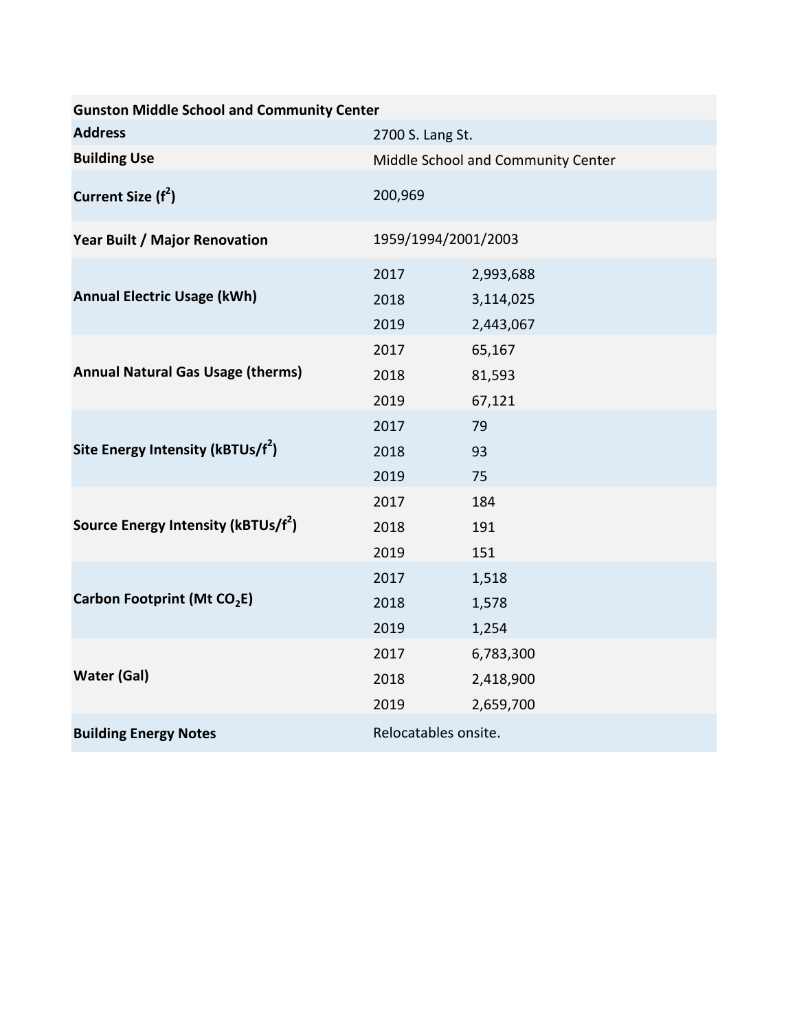| Gunston Middle School and Community Center | | |
| --- | --- | --- |
| **Address** | 2700 S. Lang St. | |
| **Building Use** | Middle School and Community Center | |
| **Current Size ($f^2$)** | 200,969 | |
| **Year Built / Major Renovation** | 1959/1994/2001/2003 | |
| **Annual Electric Usage (kWh)** | 2017 | 2,993,688 |
| | 2018 | 3,114,025 |
| | 2019 | 2,443,067 |
| **Annual Natural Gas Usage (therms)** | 2017 | 65,167 |
| | 2018 | 81,593 |
| | 2019 | 67,121 |
| **Site Energy Intensity (kBTUs/$f^2$)** | 2017 | 79 |
| | 2018 | 93 |
| | 2019 | 75 |
| **Source Energy Intensity (kBTUs/$f^2$)** | 2017 | 184 |
| | 2018 | 191 |
| | 2019 | 151 |
| **Carbon Footprint (Mt $CO_2E$)** | 2017 | 1,518 |
| | 2018 | 1,578 |
| | 2019 | 1,254 |
| **Water (Gal)** | 2017 | 6,783,300 |
| | 2018 | 2,418,900 |
| | 2019 | 2,659,700 |
| **Building Energy Notes** | Relocatables onsite. | |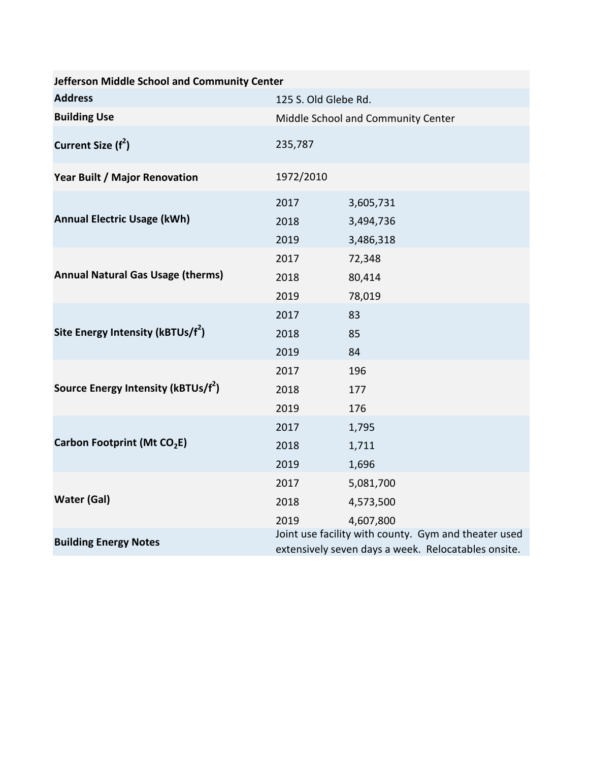| Jefferson Middle School and Community Center | | |
|---|---|---|
| **Address** | 125 S. Old Glebe Rd. | |
| **Building Use** | Middle School and Community Center | |
| **Current Size ($f^2$)** | 235,787 | |
| **Year Built / Major Renovation** | 1972/2010 | |
| **Annual Electric Usage (kWh)** | 2017 | 3,605,731 |
| | 2018 | 3,494,736 |
| | 2019 | 3,486,318 |
| **Annual Natural Gas Usage (therms)** | 2017 | 72,348 |
| | 2018 | 80,414 |
| | 2019 | 78,019 |
| **Site Energy Intensity (kBTUs/$f^2$)** | 2017 | 83 |
| | 2018 | 85 |
| | 2019 | 84 |
| **Source Energy Intensity (kBTUs/$f^2$)** | 2017 | 196 |
| | 2018 | 177 |
| | 2019 | 176 |
| **Carbon Footprint (Mt $CO_2E$)** | 2017 | 1,795 |
| | 2018 | 1,711 |
| | 2019 | 1,696 |
| **Water (Gal)** | 2017 | 5,081,700 |
| | 2018 | 4,573,500 |
| | 2019 | 4,607,800 |
| **Building Energy Notes** | Joint use facility with county. Gym and theater used extensively seven days a week. Relocatables onsite. | |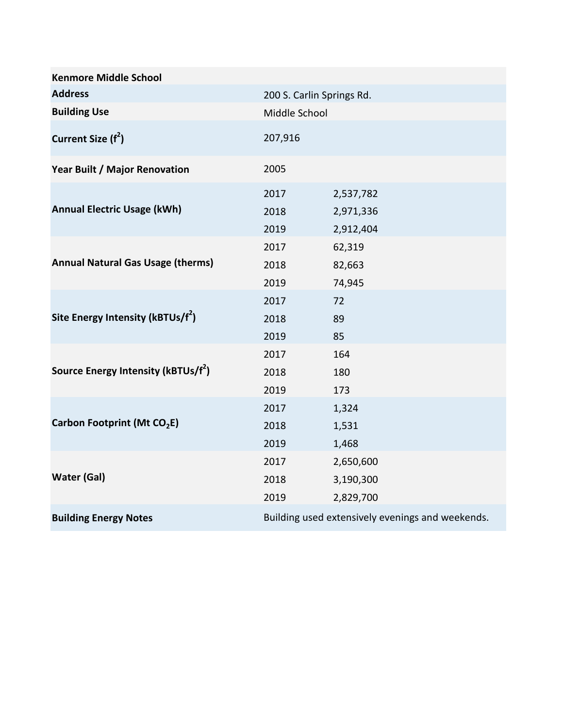| Kenmore Middle School | | |
|---|---|---|
| **Address** | 200 S. Carlin Springs Rd. | |
| **Building Use** | Middle School | |
| **Current Size ($f^2$)** | 207,916 | |
| **Year Built / Major Renovation** | 2005 | |
| **Annual Electric Usage (kWh)** | 2017 | 2,537,782 |
| | 2018 | 2,971,336 |
| | 2019 | 2,912,404 |
| **Annual Natural Gas Usage (therms)** | 2017 | 62,319 |
| | 2018 | 82,663 |
| | 2019 | 74,945 |
| **Site Energy Intensity (kBTUs/$f^2$)** | 2017 | 72 |
| | 2018 | 89 |
| | 2019 | 85 |
| **Source Energy Intensity (kBTUs/$f^2$)** | 2017 | 164 |
| | 2018 | 180 |
| | 2019 | 173 |
| **Carbon Footprint (Mt $CO_2$E)** | 2017 | 1,324 |
| | 2018 | 1,531 |
| | 2019 | 1,468 |
| **Water (Gal)** | 2017 | 2,650,600 |
| | 2018 | 3,190,300 |
| | 2019 | 2,829,700 |
| **Building Energy Notes** | Building used extensively evenings and weekends. | |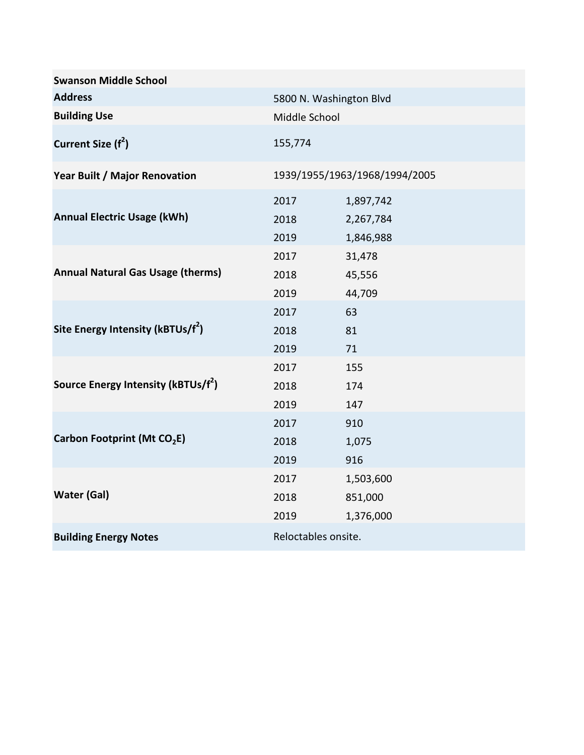| Swanson Middle School | | |
| --- | --- | --- |
| **Address** | 5800 N. Washington Blvd | |
| **Building Use** | Middle School | |
| **Current Size ($f^2$)** | 155,774 | |
| **Year Built / Major Renovation** | 1939/1955/1963/1968/1994/2005 | |
| **Annual Electric Usage (kWh)** | 2017 | 1,897,742 |
| | 2018 | 2,267,784 |
| | 2019 | 1,846,988 |
| **Annual Natural Gas Usage (therms)** | 2017 | 31,478 |
| | 2018 | 45,556 |
| | 2019 | 44,709 |
| **Site Energy Intensity (kBTUs/$f^2$)** | 2017 | 63 |
| | 2018 | 81 |
| | 2019 | 71 |
| **Source Energy Intensity (kBTUs/$f^2$)** | 2017 | 155 |
| | 2018 | 174 |
| | 2019 | 147 |
| **Carbon Footprint (Mt $CO_2E$)** | 2017 | 910 |
| | 2018 | 1,075 |
| | 2019 | 916 |
| **Water (Gal)** | 2017 | 1,503,600 |
| | 2018 | 851,000 |
| | 2019 | 1,376,000 |
| **Building Energy Notes** | Reloctables onsite. | |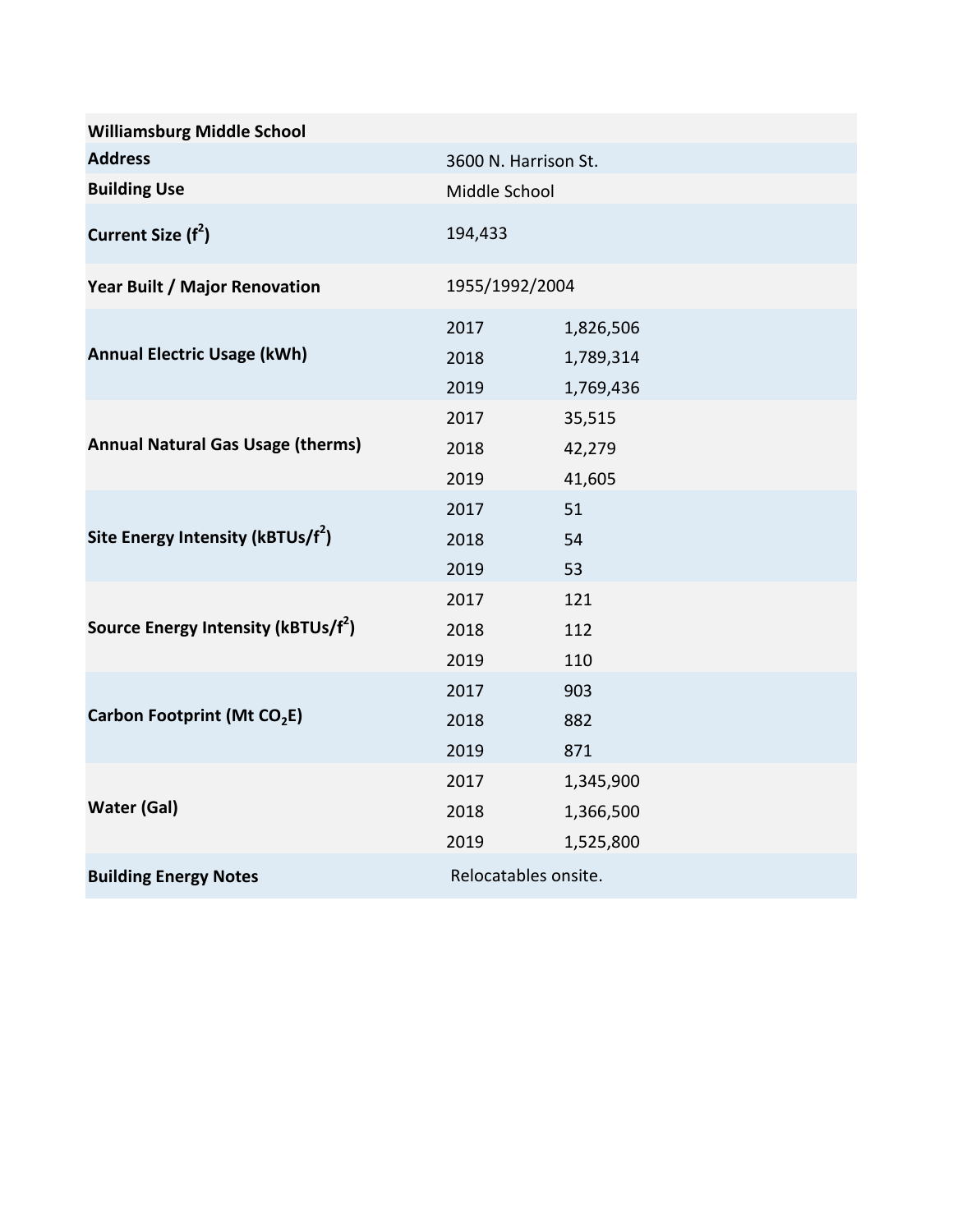| Williamsburg Middle School | | |
|---|---|---|
| **Address** | 3600 N. Harrison St. | |
| **Building Use** | Middle School | |
| **Current Size ($f^2$)** | 194,433 | |
| **Year Built / Major Renovation** | 1955/1992/2004 | |
| **Annual Electric Usage (kWh)** | 2017 | 1,826,506 |
| | 2018 | 1,789,314 |
| | 2019 | 1,769,436 |
| **Annual Natural Gas Usage (therms)** | 2017 | 35,515 |
| | 2018 | 42,279 |
| | 2019 | 41,605 |
| **Site Energy Intensity (kBTUs/$f^2$)** | 2017 | 51 |
| | 2018 | 54 |
| | 2019 | 53 |
| **Source Energy Intensity (kBTUs/$f^2$)** | 2017 | 121 |
| | 2018 | 112 |
| | 2019 | 110 |
| **Carbon Footprint (Mt $CO_2E$)** | 2017 | 903 |
| | 2018 | 882 |
| | 2019 | 871 |
| **Water (Gal)** | 2017 | 1,345,900 |
| | 2018 | 1,366,500 |
| | 2019 | 1,525,800 |
| **Building Energy Notes** | Relocatables onsite. | |